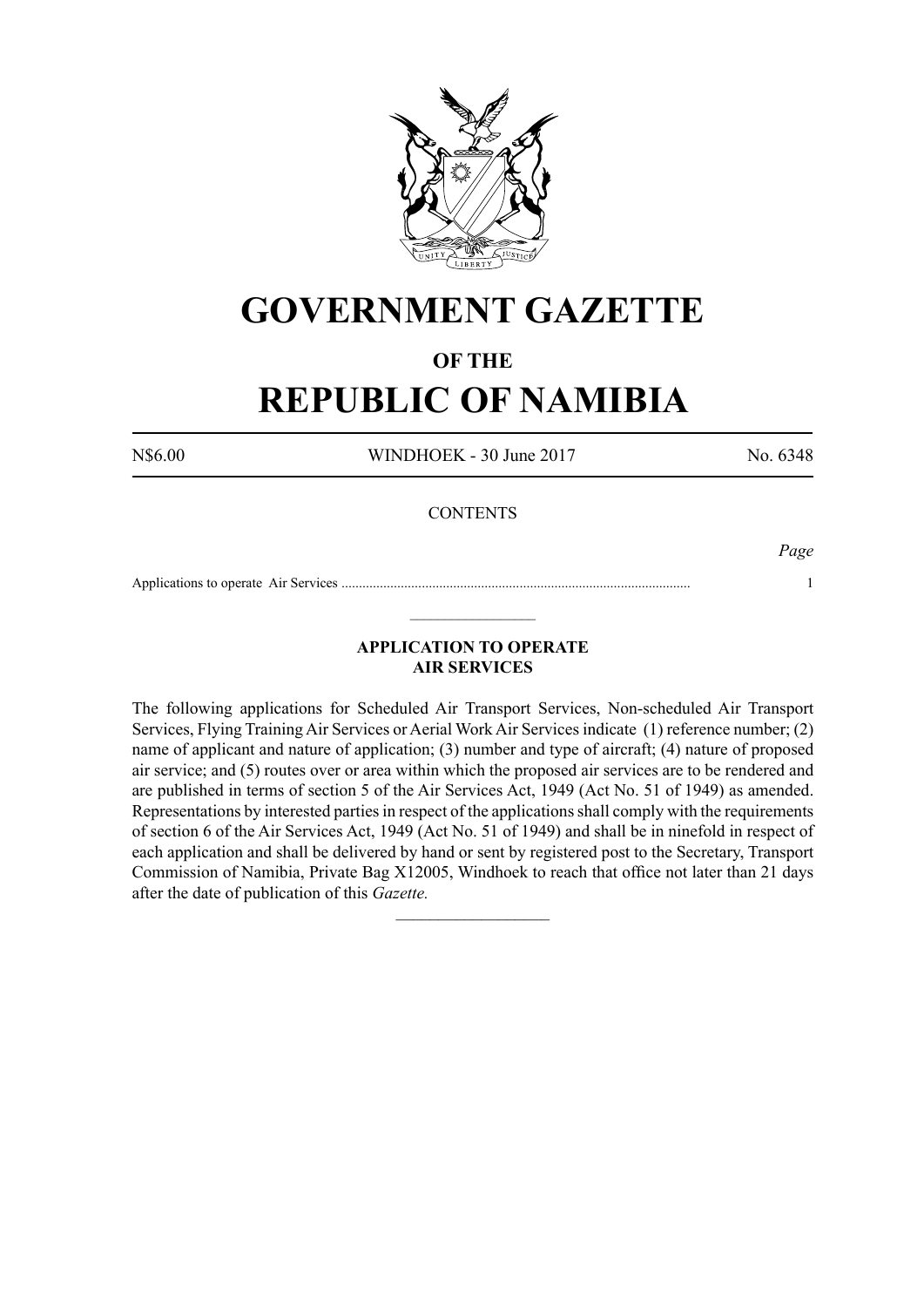# GOVERNMENT GAZETTE

## OF THE

# REPUBLIC OF NAMIBIA

N$6.00 WINDHOEK - 30 June 2017 No. 6348

CONTENTS

| | *Page* |
|---|---|
| Applications to operate Air Services ........................................................................................................ | 1 |

---

### APPLICATION TO OPERATE AIR SERVICES

The following applications for Scheduled Air Transport Services, Non-scheduled Air Transport Services, Flying Training Air Services or Aerial Work Air Services indicate (1) reference number; (2) name of applicant and nature of application; (3) number and type of aircraft; (4) nature of proposed air service; and (5) routes over or area within which the proposed air services are to be rendered and are published in terms of section 5 of the Air Services Act, 1949 (Act No. 51 of 1949) as amended. Representations by interested parties in respect of the applications shall comply with the requirements of section 6 of the Air Services Act, 1949 (Act No. 51 of 1949) and shall be in ninefold in respect of each application and shall be delivered by hand or sent by registered post to the Secretary, Transport Commission of Namibia, Private Bag X12005, Windhoek to reach that office not later than 21 days after the date of publication of this *Gazette.*

---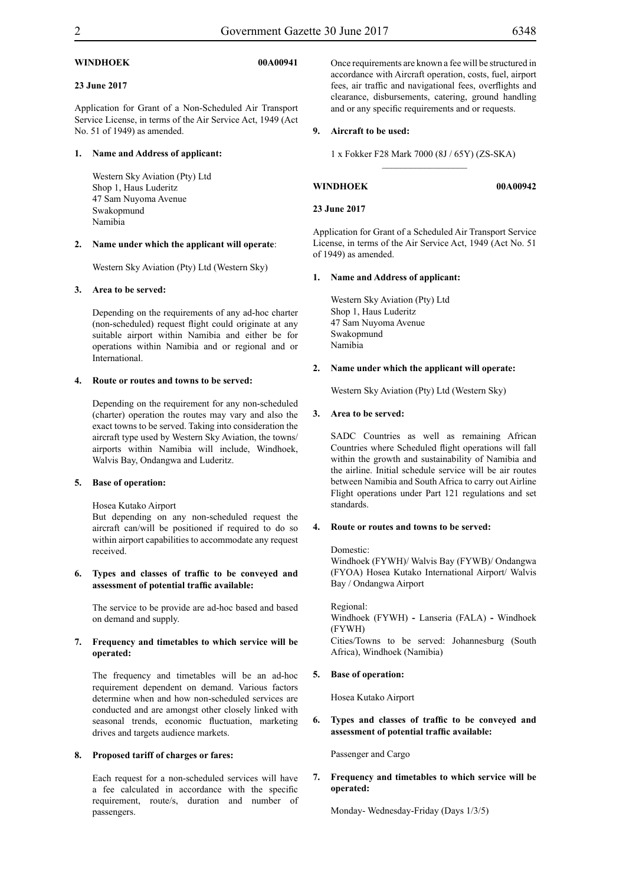**WINDHOEK 00A00941**

**23 June 2017**

Application for Grant of a Non-Scheduled Air Transport Service License, in terms of the Air Service Act, 1949 (Act No. 51 of 1949) as amended.

1. **Name and Address of applicant:**

   Western Sky Aviation (Pty) Ltd
   Shop 1, Haus Luderitz
   47 Sam Nuyoma Avenue
   Swakopmund
   Namibia

2. **Name under which the applicant will operate**:

   Western Sky Aviation (Pty) Ltd (Western Sky)

3. **Area to be served:**

   Depending on the requirements of any ad-hoc charter (non-scheduled) request flight could originate at any suitable airport within Namibia and either be for operations within Namibia and or regional and or International.

4. **Route or routes and towns to be served:**

   Depending on the requirement for any non-scheduled (charter) operation the routes may vary and also the exact towns to be served. Taking into consideration the aircraft type used by Western Sky Aviation, the towns/airports within Namibia will include, Windhoek, Walvis Bay, Ondangwa and Luderitz.

5. **Base of operation:**

   Hosea Kutako Airport
   But depending on any non-scheduled request the aircraft can/will be positioned if required to do so within airport capabilities to accommodate any request received.

6. **Types and classes of traffic to be conveyed and assessment of potential traffic available:**

   The service to be provide are ad-hoc based and based on demand and supply.

7. **Frequency and timetables to which service will be operated:**

   The frequency and timetables will be an ad-hoc requirement dependent on demand. Various factors determine when and how non-scheduled services are conducted and are amongst other closely linked with seasonal trends, economic fluctuation, marketing drives and targets audience markets.

8. **Proposed tariff of charges or fares:**

   Each request for a non-scheduled services will have a fee calculated in accordance with the specific requirement, route/s, duration and number of passengers.

   Once requirements are known a fee will be structured in accordance with Aircraft operation, costs, fuel, airport fees, air traffic and navigational fees, overflights and clearance, disbursements, catering, ground handling and or any specific requirements and or requests.

9. **Aircraft to be used:**

   1 x Fokker F28 Mark 7000 (8J / 65Y) (ZS-SKA)

---

**WINDHOEK 00A00942**

**23 June 2017**

Application for Grant of a Scheduled Air Transport Service License, in terms of the Air Service Act, 1949 (Act No. 51 of 1949) as amended.

1. **Name and Address of applicant:**

   Western Sky Aviation (Pty) Ltd
   Shop 1, Haus Luderitz
   47 Sam Nuyoma Avenue
   Swakopmund
   Namibia

2. **Name under which the applicant will operate:**

   Western Sky Aviation (Pty) Ltd (Western Sky)

3. **Area to be served:**

   SADC Countries as well as remaining African Countries where Scheduled flight operations will fall within the growth and sustainability of Namibia and the airline. Initial schedule service will be air routes between Namibia and South Africa to carry out Airline Flight operations under Part 121 regulations and set standards.

4. **Route or routes and towns to be served:**

   Domestic:
   Windhoek (FYWH)/ Walvis Bay (FYWB)/ Ondangwa (FYOA) Hosea Kutako International Airport/ Walvis Bay / Ondangwa Airport

   Regional:
   Windhoek (FYWH) **-** Lanseria (FALA) **-** Windhoek (FYWH)
   Cities/Towns to be served: Johannesburg (South Africa), Windhoek (Namibia)

5. **Base of operation:**

   Hosea Kutako Airport

6. **Types and classes of traffic to be conveyed and assessment of potential traffic available:**

   Passenger and Cargo

7. **Frequency and timetables to which service will be operated:**

   Monday- Wednesday-Friday (Days 1/3/5)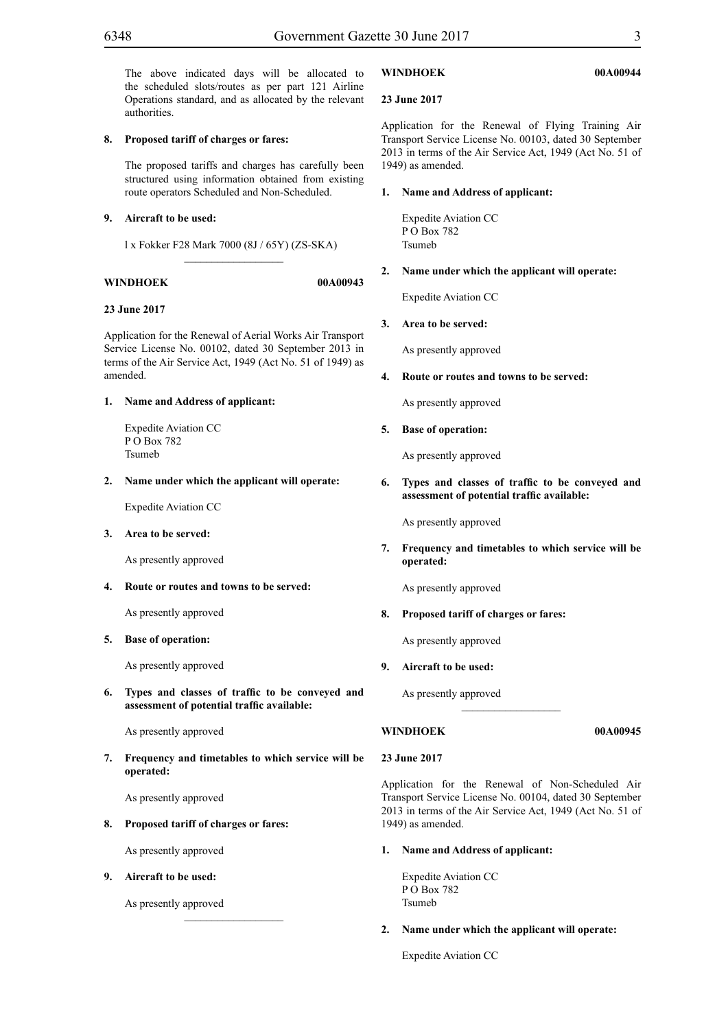The above indicated days will be allocated to the scheduled slots/routes as per part 121 Airline Operations standard, and as allocated by the relevant authorities.

**8. Proposed tariff of charges or fares:**

The proposed tariffs and charges has carefully been structured using information obtained from existing route operators Scheduled and Non-Scheduled.

**9. Aircraft to be used:**

l x Fokker F28 Mark 7000 (8J / 65Y) (ZS-SKA)

---

**WINDHOEK 00A00943**

**23 June 2017**

Application for the Renewal of Aerial Works Air Transport Service License No. 00102, dated 30 September 2013 in terms of the Air Service Act, 1949 (Act No. 51 of 1949) as amended.

**1. Name and Address of applicant:**

Expedite Aviation CC
P O Box 782
Tsumeb

**2. Name under which the applicant will operate:**

Expedite Aviation CC

**3. Area to be served:**

As presently approved

**4. Route or routes and towns to be served:**

As presently approved

**5. Base of operation:**

As presently approved

**6. Types and classes of traffic to be conveyed and assessment of potential traffic available:**

As presently approved

**7. Frequency and timetables to which service will be operated:**

As presently approved

**8. Proposed tariff of charges or fares:**

As presently approved

**9. Aircraft to be used:**

As presently approved

---

**WINDHOEK 00A00944**

**23 June 2017**

Application for the Renewal of Flying Training Air Transport Service License No. 00103, dated 30 September 2013 in terms of the Air Service Act, 1949 (Act No. 51 of 1949) as amended.

**1. Name and Address of applicant:**

Expedite Aviation CC
P O Box 782
Tsumeb

**2. Name under which the applicant will operate:**

Expedite Aviation CC

**3. Area to be served:**

As presently approved

**4. Route or routes and towns to be served:**

As presently approved

**5. Base of operation:**

As presently approved

**6. Types and classes of traffic to be conveyed and assessment of potential traffic available:**

As presently approved

**7. Frequency and timetables to which service will be operated:**

As presently approved

**8. Proposed tariff of charges or fares:**

As presently approved

**9. Aircraft to be used:**

As presently approved

---

**WINDHOEK 00A00945**

**23 June 2017**

Application for the Renewal of Non-Scheduled Air Transport Service License No. 00104, dated 30 September 2013 in terms of the Air Service Act, 1949 (Act No. 51 of 1949) as amended.

**1. Name and Address of applicant:**

Expedite Aviation CC
P O Box 782
Tsumeb

**2. Name under which the applicant will operate:**

Expedite Aviation CC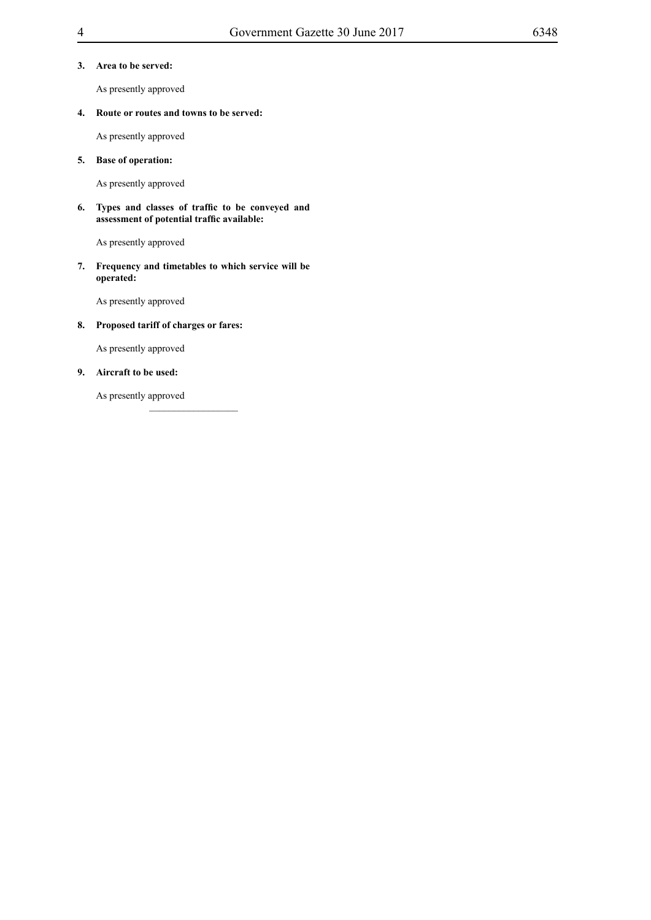**3. Area to be served:**

As presently approved

**4. Route or routes and towns to be served:**

As presently approved

**5. Base of operation:**

As presently approved

**6. Types and classes of traffic to be conveyed and assessment of potential traffic available:**

As presently approved

**7. Frequency and timetables to which service will be operated:**

As presently approved

**8. Proposed tariff of charges or fares:**

As presently approved

**9. Aircraft to be used:**

As presently approved

---